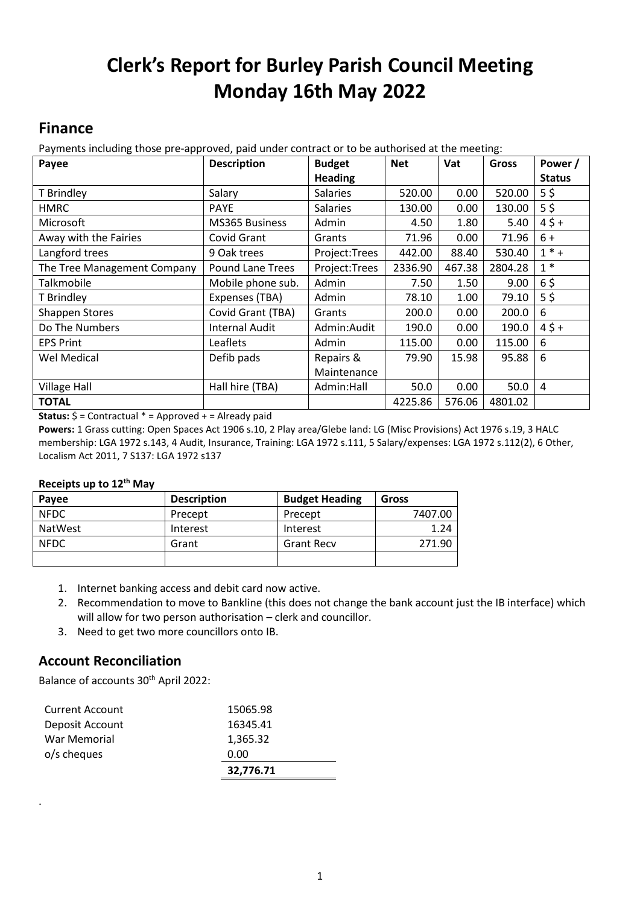# Clerk's Report for Burley Parish Council Meeting Monday 16th May 2022

## Finance

Payments including those pre-approved, paid under contract or to be authorised at the meeting:

| Payee | Description | Budget Heading | Net | Vat | Gross | Power / Status |
|---|---|---|---|---|---|---|
| T Brindley | Salary | Salaries | 520.00 | 0.00 | 520.00 | 5 $ |
| HMRC | PAYE | Salaries | 130.00 | 0.00 | 130.00 | 5 $ |
| Microsoft | MS365 Business | Admin | 4.50 | 1.80 | 5.40 | 4 $ + |
| Away with the Fairies | Covid Grant | Grants | 71.96 | 0.00 | 71.96 | 6 + |
| Langford trees | 9 Oak trees | Project:Trees | 442.00 | 88.40 | 530.40 | 1 * + |
| The Tree Management Company | Pound Lane Trees | Project:Trees | 2336.90 | 467.38 | 2804.28 | 1 * |
| Talkmobile | Mobile phone sub. | Admin | 7.50 | 1.50 | 9.00 | 6 $ |
| T Brindley | Expenses (TBA) | Admin | 78.10 | 1.00 | 79.10 | 5 $ |
| Shappen Stores | Covid Grant (TBA) | Grants | 200.0 | 0.00 | 200.0 | 6 |
| Do The Numbers | Internal Audit | Admin:Audit | 190.0 | 0.00 | 190.0 | 4 $ + |
| EPS Print | Leaflets | Admin | 115.00 | 0.00 | 115.00 | 6 |
| Wel Medical | Defib pads | Repairs & Maintenance | 79.90 | 15.98 | 95.88 | 6 |
| Village Hall | Hall hire (TBA) | Admin:Hall | 50.0 | 0.00 | 50.0 | 4 |
| **TOTAL** | | | 4225.86 | 576.06 | 4801.02 | |

**Status:** $ = Contractual * = Approved + = Already paid

**Powers:** 1 Grass cutting: Open Spaces Act 1906 s.10, 2 Play area/Glebe land: LG (Misc Provisions) Act 1976 s.19, 3 HALC membership: LGA 1972 s.143, 4 Audit, Insurance, Training: LGA 1972 s.111, 5 Salary/expenses: LGA 1972 s.112(2), 6 Other, Localism Act 2011, 7 S137: LGA 1972 s137

**Receipts up to 12th May**

| Payee | Description | Budget Heading | Gross |
|---|---|---|---|
| NFDC | Precept | Precept | 7407.00 |
| NatWest | Interest | Interest | 1.24 |
| NFDC | Grant | Grant Recv | 271.90 |
| | | | |

1. Internet banking access and debit card now active.
2. Recommendation to move to Bankline (this does not change the bank account just the IB interface) which will allow for two person authorisation – clerk and councillor.
3. Need to get two more councillors onto IB.

## Account Reconciliation

Balance of accounts 30th April 2022:

| | |
|---|---|
| Current Account | 15065.98 |
| Deposit Account | 16345.41 |
| War Memorial | 1,365.32 |
| o/s cheques | 0.00 |
| | **32,776.71** |

.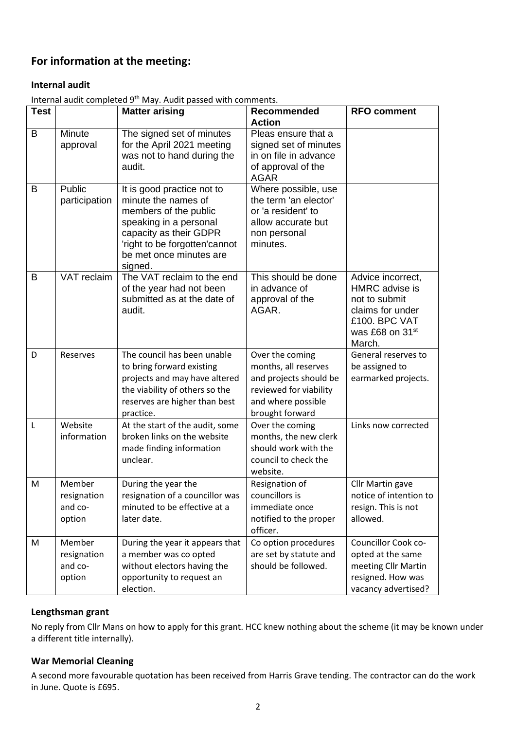## For information at the meeting:

### Internal audit

Internal audit completed 9th May. Audit passed with comments.

| Test | | Matter arising | Recommended Action | RFO comment |
|---|---|---|---|---|
| B | Minute approval | The signed set of minutes for the April 2021 meeting was not to hand during the audit. | Pleas ensure that a signed set of minutes in on file in advance of approval of the AGAR | |
| B | Public participation | It is good practice not to minute the names of members of the public speaking in a personal capacity as their GDPR 'right to be forgotten'cannot be met once minutes are signed. | Where possible, use the term 'an elector' or 'a resident' to allow accurate but non personal minutes. | |
| B | VAT reclaim | The VAT reclaim to the end of the year had not been submitted as at the date of audit. | This should be done in advance of approval of the AGAR. | Advice incorrect, HMRC advise is not to submit claims for under £100. BPC VAT was £68 on 31st March. |
| D | Reserves | The council has been unable to bring forward existing projects and may have altered the viability of others so the reserves are higher than best practice. | Over the coming months, all reserves and projects should be reviewed for viability and where possible brought forward | General reserves to be assigned to earmarked projects. |
| L | Website information | At the start of the audit, some broken links on the website made finding information unclear. | Over the coming months, the new clerk should work with the council to check the website. | Links now corrected |
| M | Member resignation and co-option | During the year the resignation of a councillor was minuted to be effective at a later date. | Resignation of councillors is immediate once notified to the proper officer. | Cllr Martin gave notice of intention to resign. This is not allowed. |
| M | Member resignation and co-option | During the year it appears that a member was co opted without electors having the opportunity to request an election. | Co option procedures are set by statute and should be followed. | Councillor Cook co-opted at the same meeting Cllr Martin resigned. How was vacancy advertised? |

### Lengthsman grant

No reply from Cllr Mans on how to apply for this grant. HCC knew nothing about the scheme (it may be known under a different title internally).

### War Memorial Cleaning

A second more favourable quotation has been received from Harris Grave tending. The contractor can do the work in June. Quote is £695.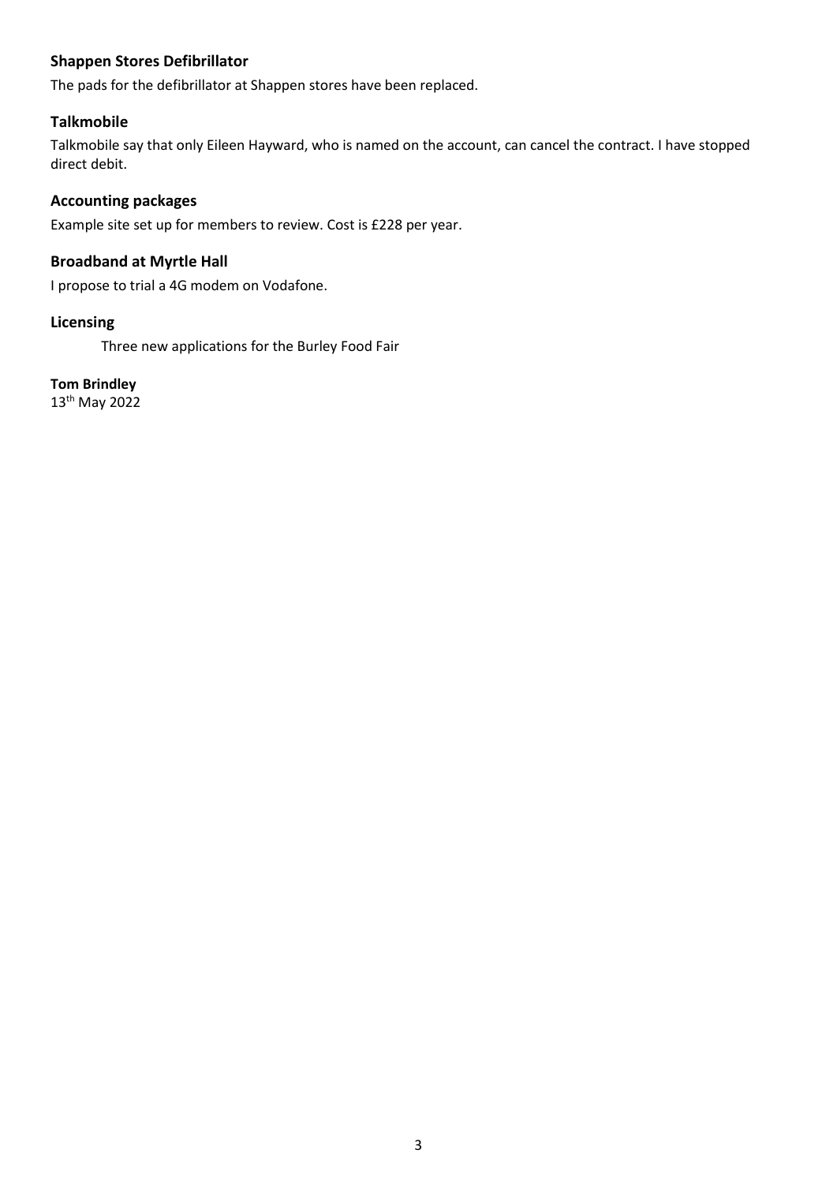### Shappen Stores Defibrillator

The pads for the defibrillator at Shappen stores have been replaced.

### Talkmobile

Talkmobile say that only Eileen Hayward, who is named on the account, can cancel the contract. I have stopped direct debit.

### Accounting packages

Example site set up for members to review. Cost is £228 per year.

### Broadband at Myrtle Hall

I propose to trial a 4G modem on Vodafone.

### Licensing

Three new applications for the Burley Food Fair

**Tom Brindley**
13th May 2022